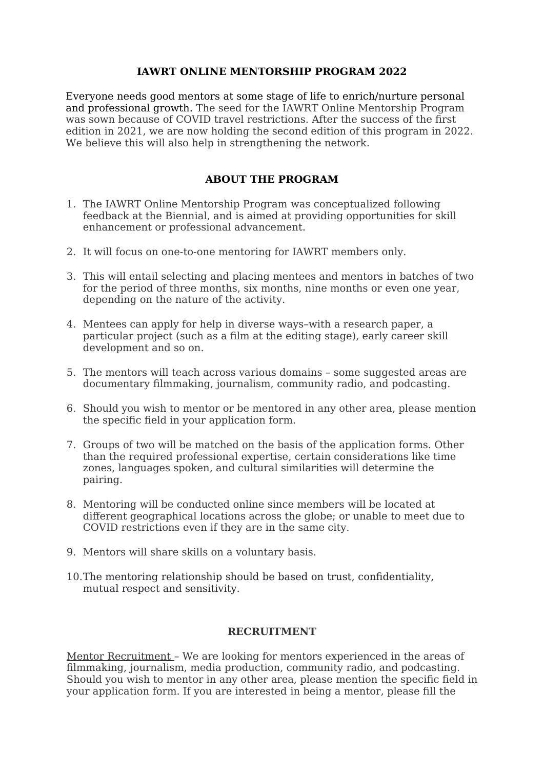# IAWRT ONLINE MENTORSHIP PROGRAM 2022

Everyone needs good mentors at some stage of life to enrich/nurture personal and professional growth. The seed for the IAWRT Online Mentorship Program was sown because of COVID travel restrictions. After the success of the first edition in 2021, we are now holding the second edition of this program in 2022. We believe this will also help in strengthening the network.

## ABOUT THE PROGRAM

1. The IAWRT Online Mentorship Program was conceptualized following feedback at the Biennial, and is aimed at providing opportunities for skill enhancement or professional advancement.

2. It will focus on one-to-one mentoring for IAWRT members only.

3. This will entail selecting and placing mentees and mentors in batches of two for the period of three months, six months, nine months or even one year, depending on the nature of the activity.

4. Mentees can apply for help in diverse ways–with a research paper, a particular project (such as a film at the editing stage), early career skill development and so on.

5. The mentors will teach across various domains – some suggested areas are documentary filmmaking, journalism, community radio, and podcasting.

6. Should you wish to mentor or be mentored in any other area, please mention the specific field in your application form.

7. Groups of two will be matched on the basis of the application forms. Other than the required professional expertise, certain considerations like time zones, languages spoken, and cultural similarities will determine the pairing.

8. Mentoring will be conducted online since members will be located at different geographical locations across the globe; or unable to meet due to COVID restrictions even if they are in the same city.

9. Mentors will share skills on a voluntary basis.

10. The mentoring relationship should be based on trust, confidentiality, mutual respect and sensitivity.

## RECRUITMENT

Mentor Recruitment – We are looking for mentors experienced in the areas of filmmaking, journalism, media production, community radio, and podcasting. Should you wish to mentor in any other area, please mention the specific field in your application form. If you are interested in being a mentor, please fill the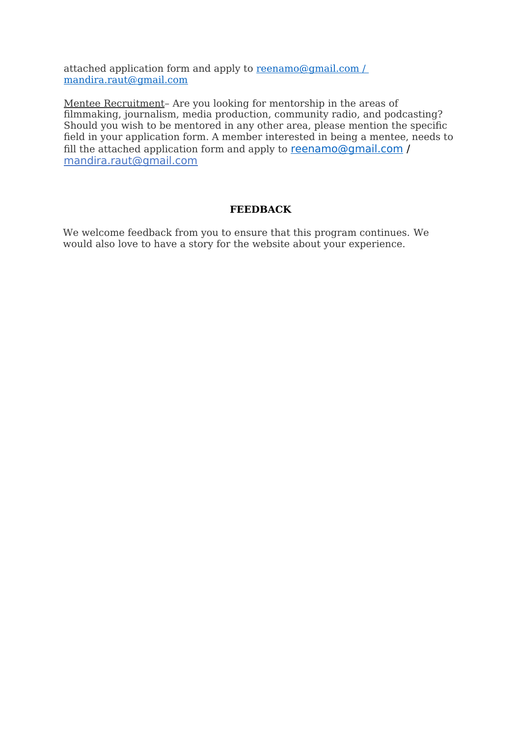attached application form and apply to reenamo@gmail.com / mandira.raut@gmail.com

Mentee Recruitment– Are you looking for mentorship in the areas of filmmaking, journalism, media production, community radio, and podcasting? Should you wish to be mentored in any other area, please mention the specific field in your application form. A member interested in being a mentee, needs to fill the attached application form and apply to reenamo@gmail.com / mandira.raut@gmail.com

**FEEDBACK**

We welcome feedback from you to ensure that this program continues. We would also love to have a story for the website about your experience.